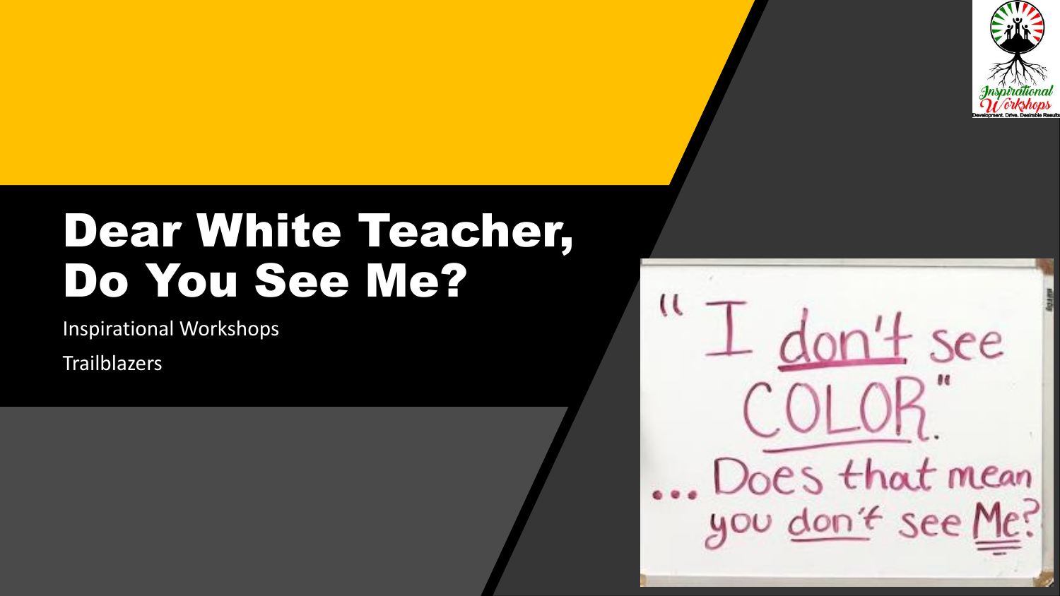# Dear White Teacher, Do You See Me?

Inspirational Workshops

Trailblazers

"I don't see COLOR."

... Does that mean you don't see Me?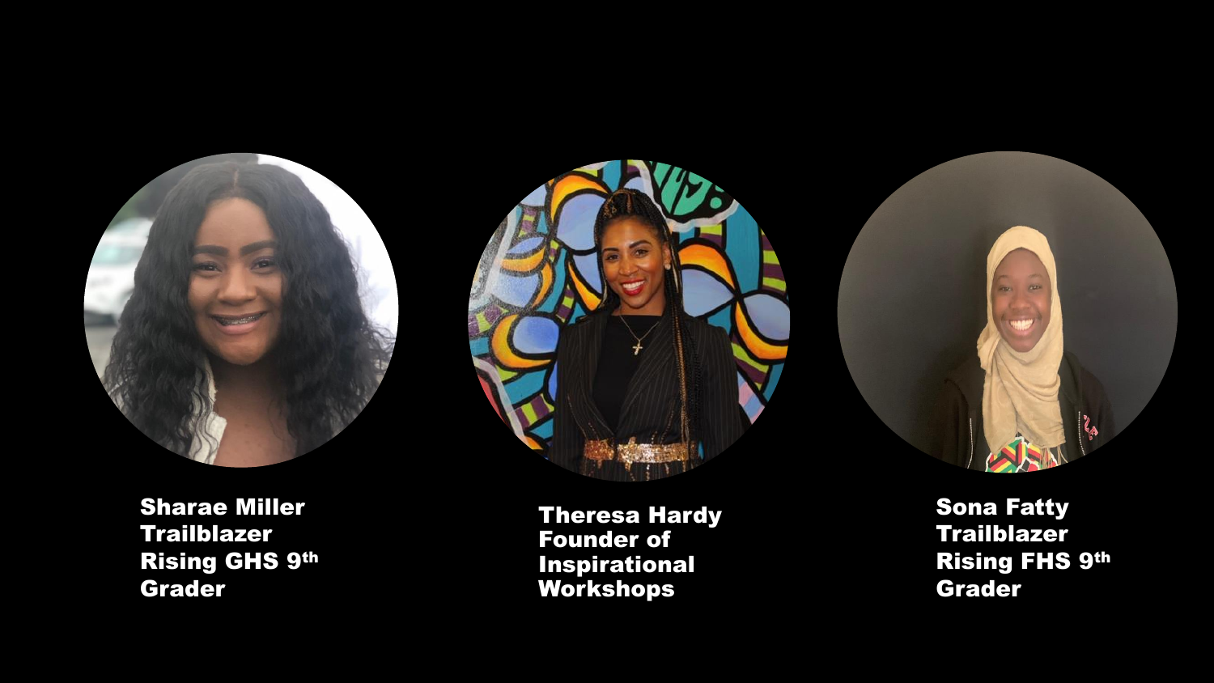**Sharae Miller**
**Trailblazer**
**Rising GHS 9th Grader**

**Theresa Hardy**
**Founder of Inspirational Workshops**

**Sona Fatty**
**Trailblazer**
**Rising FHS 9th Grader**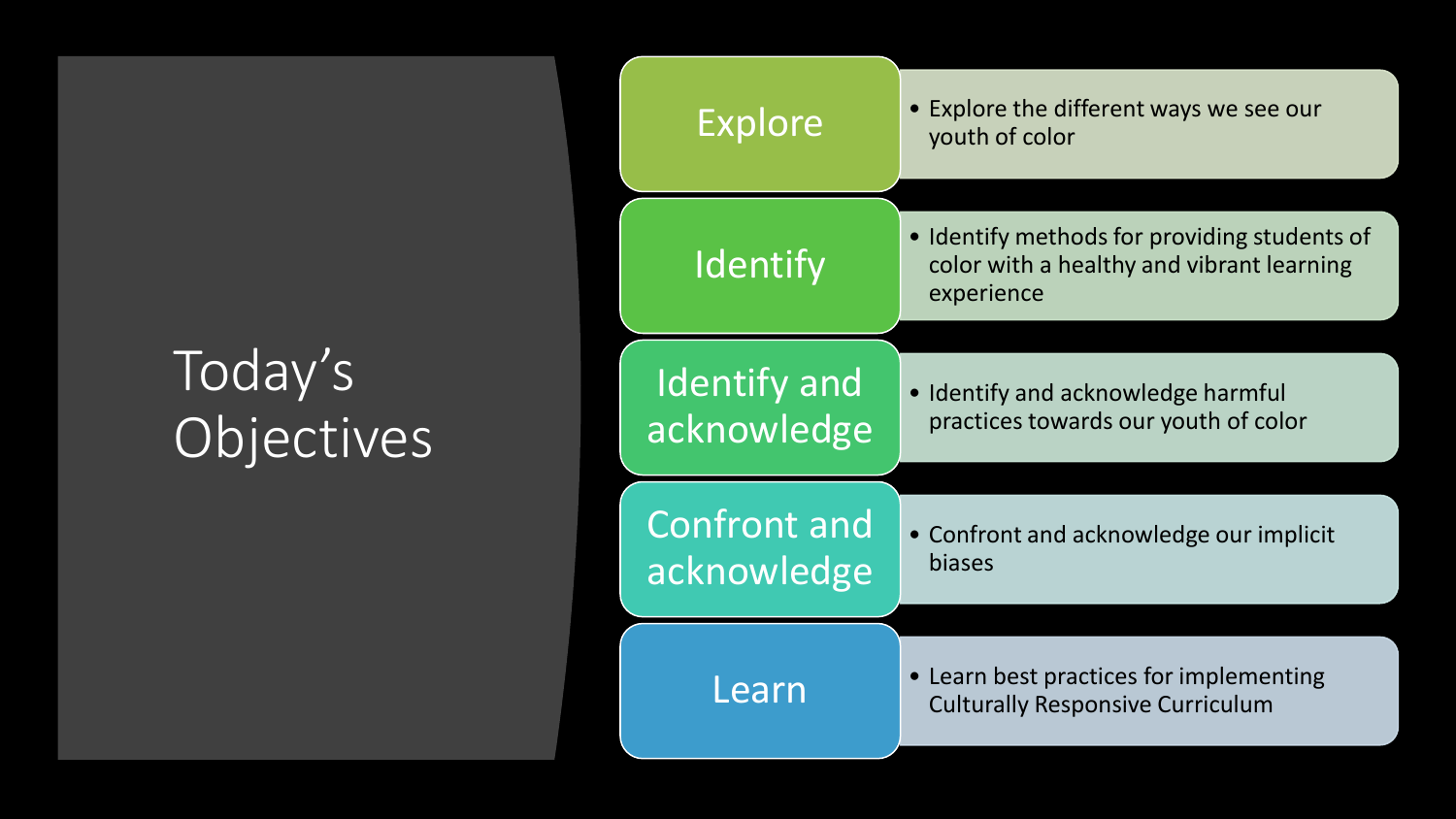# Today's Objectives

- **Explore**
  - Explore the different ways we see our youth of color
- **Identify**
  - Identify methods for providing students of color with a healthy and vibrant learning experience
- **Identify and acknowledge**
  - Identify and acknowledge harmful practices towards our youth of color
- **Confront and acknowledge**
  - Confront and acknowledge our implicit biases
- **Learn**
  - Learn best practices for implementing Culturally Responsive Curriculum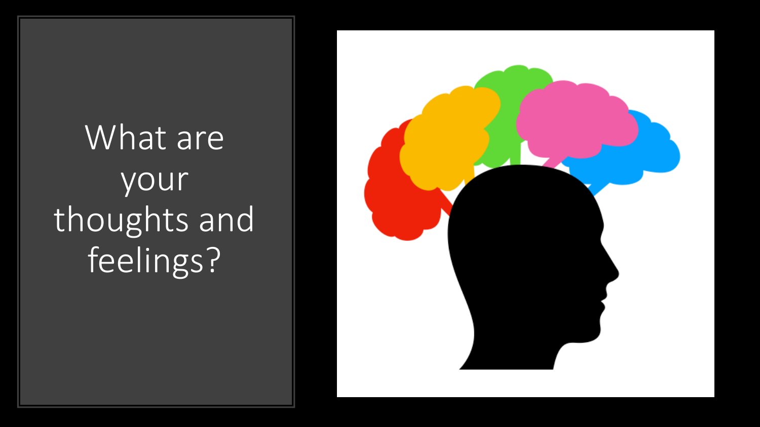# What are your thoughts and feelings?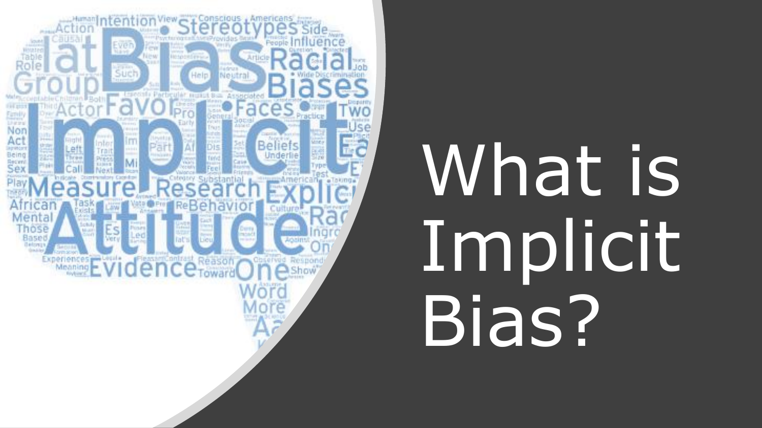# What is Implicit Bias?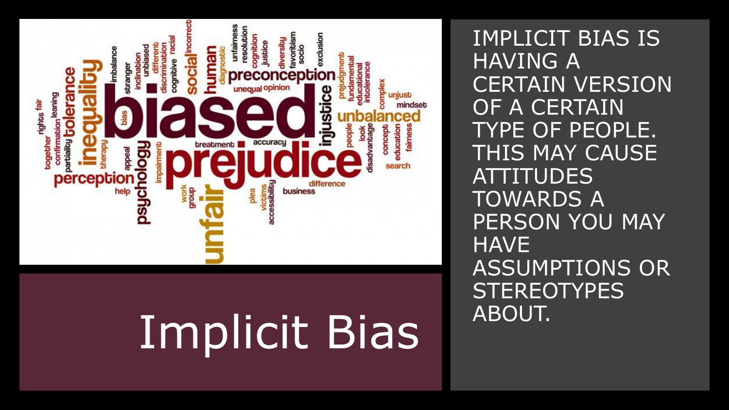# Implicit Bias

IMPLICIT BIAS IS HAVING A CERTAIN VERSION OF A CERTAIN TYPE OF PEOPLE. THIS MAY CAUSE ATTITUDES TOWARDS A PERSON YOU MAY HAVE ASSUMPTIONS OR STEREOTYPES ABOUT.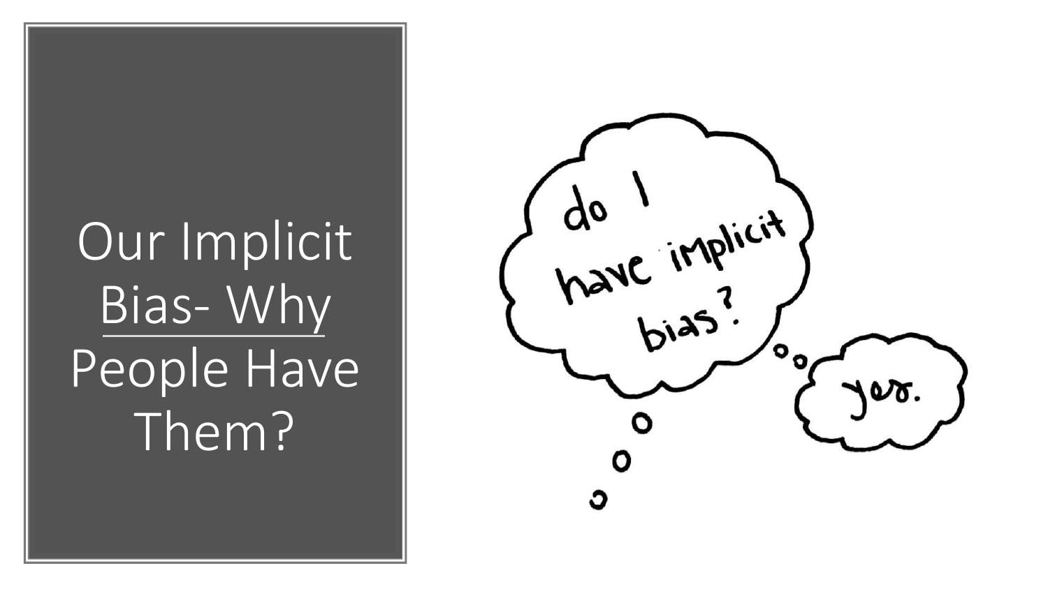# Our Implicit Bias- Why People Have Them?

do I have implicit bias?

yes.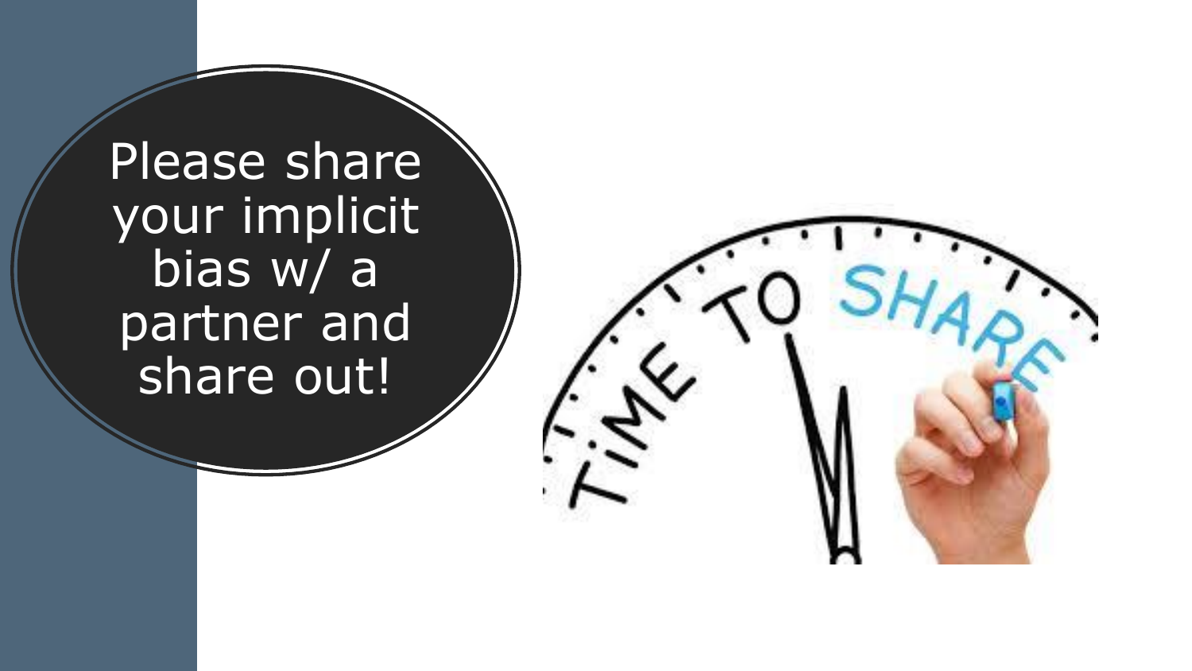Please share your implicit bias w/ a partner and share out!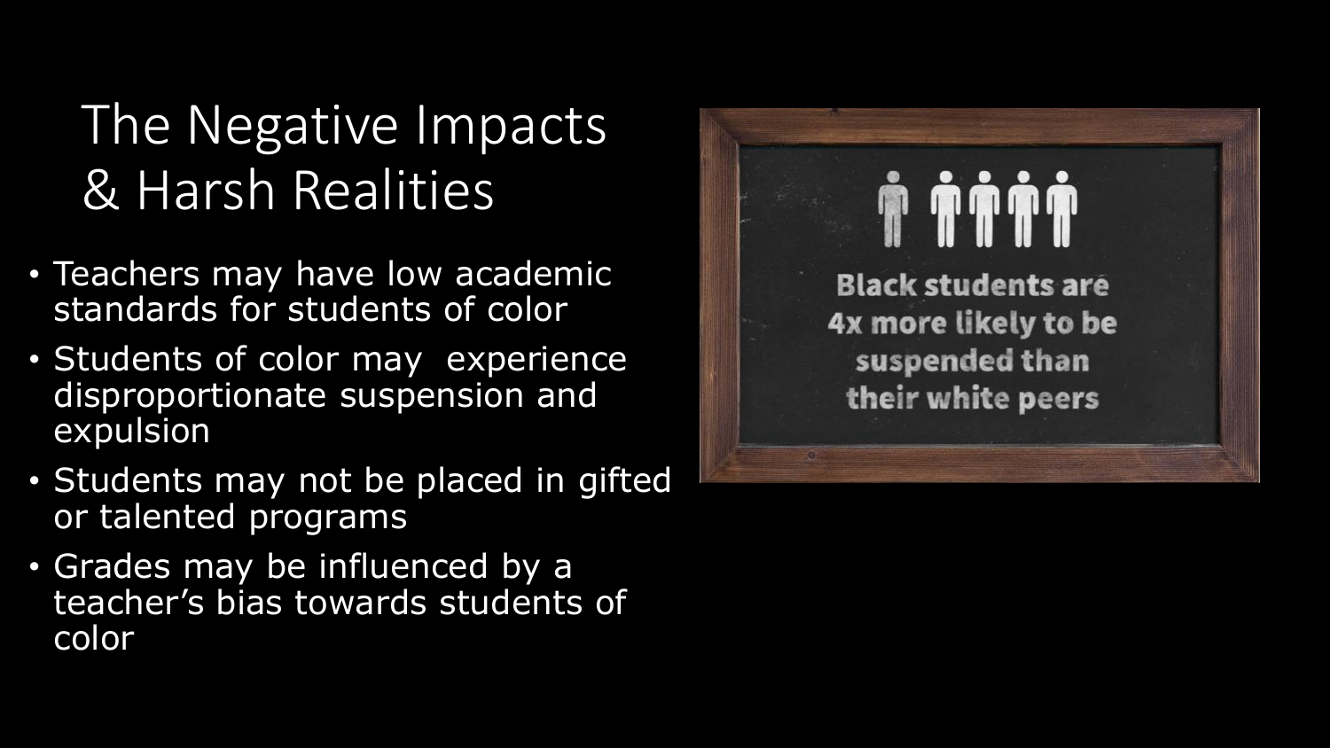# The Negative Impacts & Harsh Realities

- Teachers may have low academic standards for students of color
- Students of color may experience disproportionate suspension and expulsion
- Students may not be placed in gifted or talented programs
- Grades may be influenced by a teacher's bias towards students of color

**Black students are 4x more likely to be suspended than their white peers**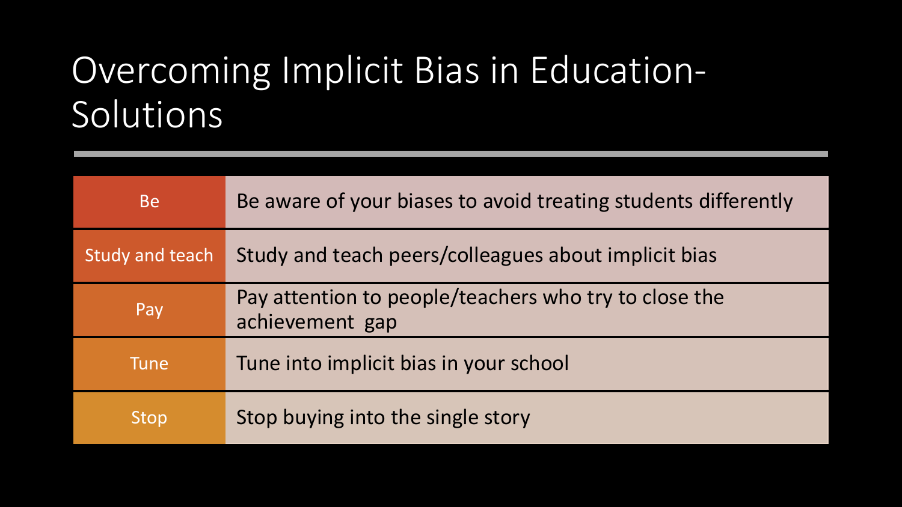# Overcoming Implicit Bias in Education-Solutions

| | |
|---|---|
| Be | Be aware of your biases to avoid treating students differently |
| Study and teach | Study and teach peers/colleagues about implicit bias |
| Pay | Pay attention to people/teachers who try to close the achievement gap |
| Tune | Tune into implicit bias in your school |
| Stop | Stop buying into the single story |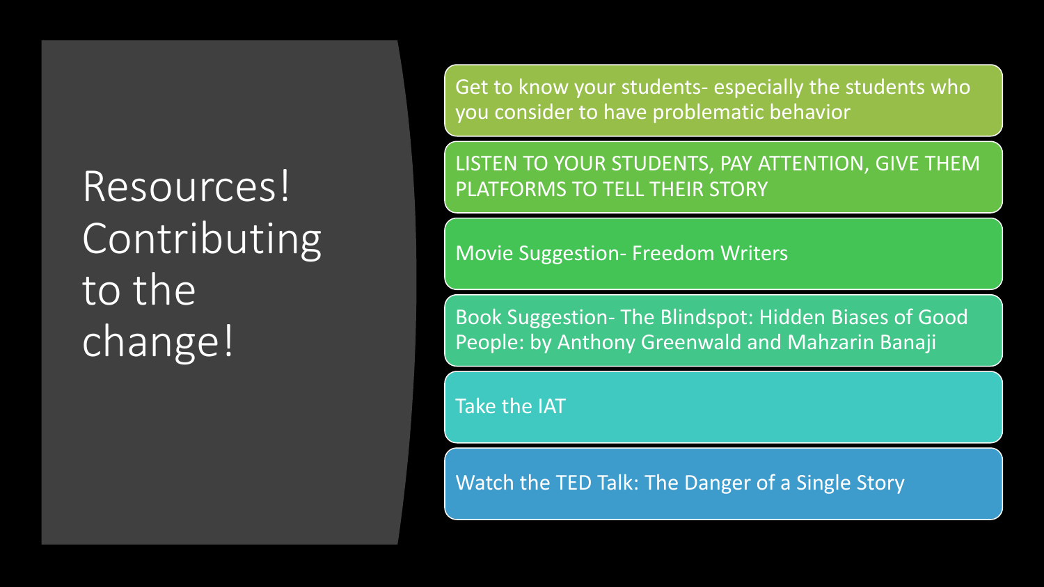# Resources! Contributing to the change!

- Get to know your students- especially the students who you consider to have problematic behavior
- LISTEN TO YOUR STUDENTS, PAY ATTENTION, GIVE THEM PLATFORMS TO TELL THEIR STORY
- Movie Suggestion- Freedom Writers
- Book Suggestion- The Blindspot: Hidden Biases of Good People: by Anthony Greenwald and Mahzarin Banaji
- Take the IAT
- Watch the TED Talk: The Danger of a Single Story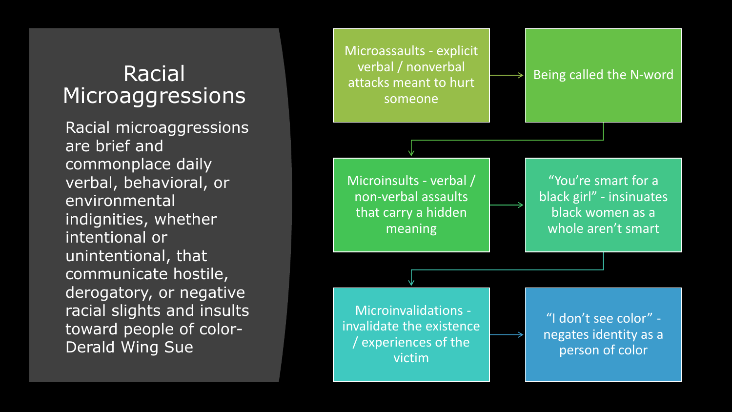# Racial Microaggressions

Racial microaggressions are brief and commonplace daily verbal, behavioral, or environmental indignities, whether intentional or unintentional, that communicate hostile, derogatory, or negative racial slights and insults toward people of color- Derald Wing Sue

- Microassaults - explicit verbal / nonverbal attacks meant to hurt someone → Being called the N-word
- Microinsults - verbal / non-verbal assaults that carry a hidden meaning → “You’re smart for a black girl” - insinuates black women as a whole aren’t smart
- Microinvalidations - invalidate the existence / experiences of the victim → “I don’t see color” - negates identity as a person of color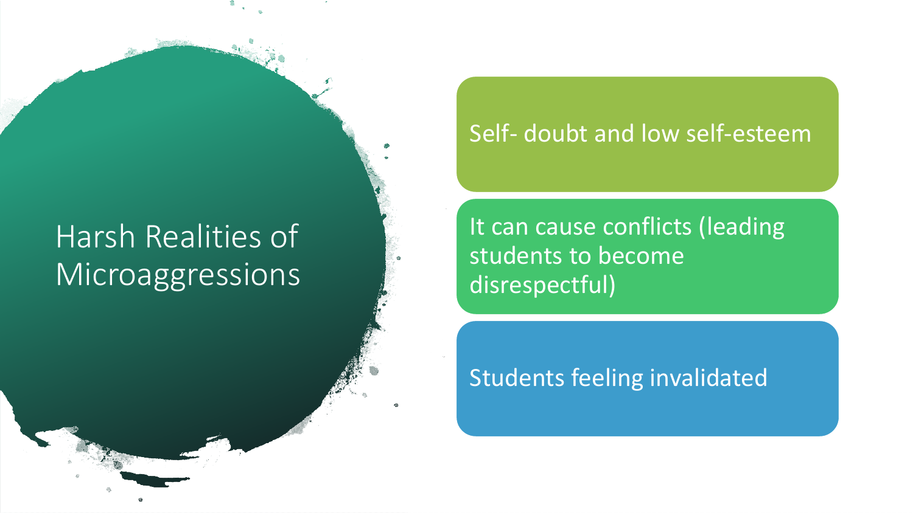# Harsh Realities of Microaggressions

- Self- doubt and low self-esteem
- It can cause conflicts (leading students to become disrespectful)
- Students feeling invalidated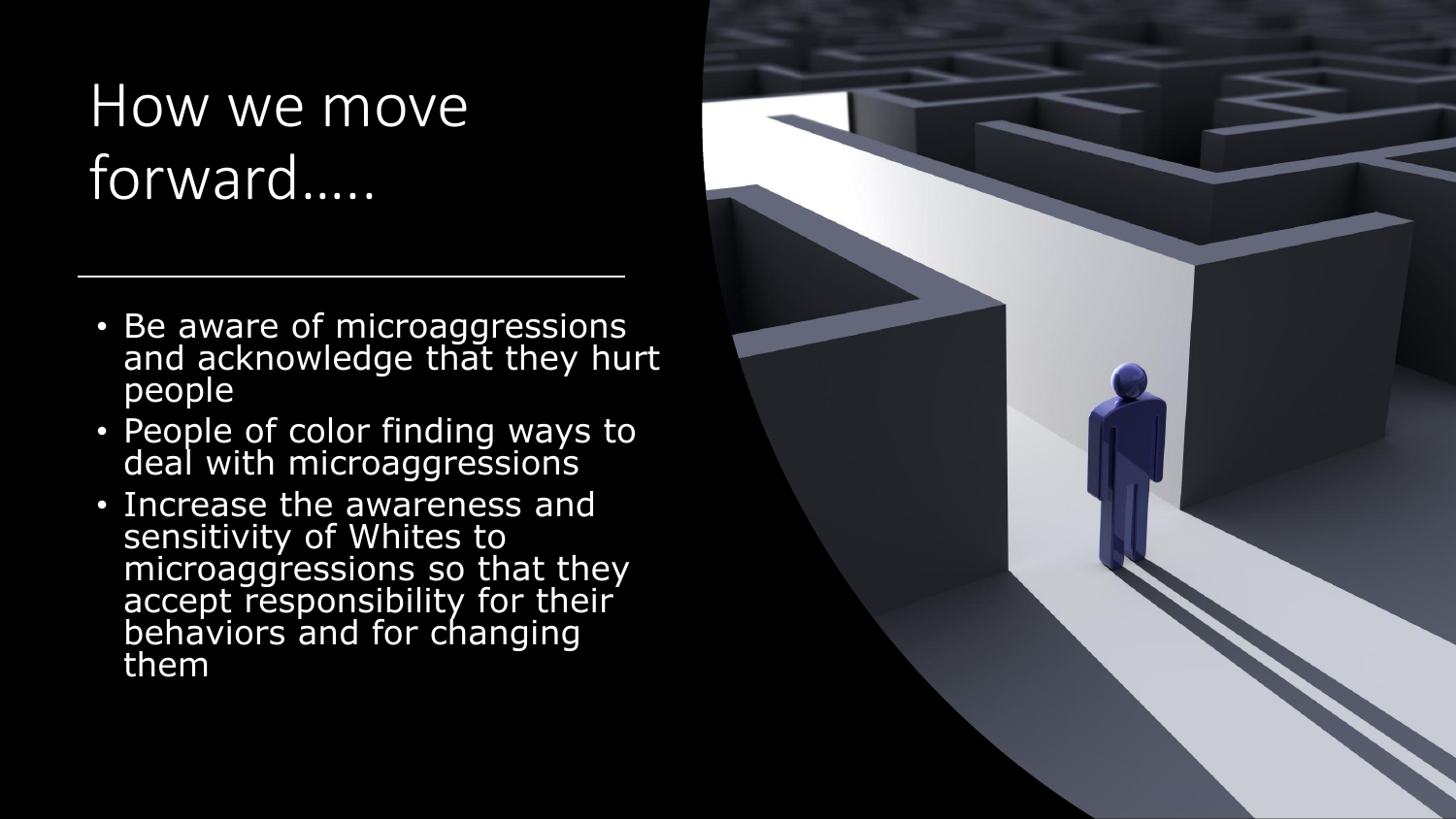# How we move forward.....

- Be aware of microaggressions and acknowledge that they hurt people
- People of color finding ways to deal with microaggressions
- Increase the awareness and sensitivity of Whites to microaggressions so that they accept responsibility for their behaviors and for changing them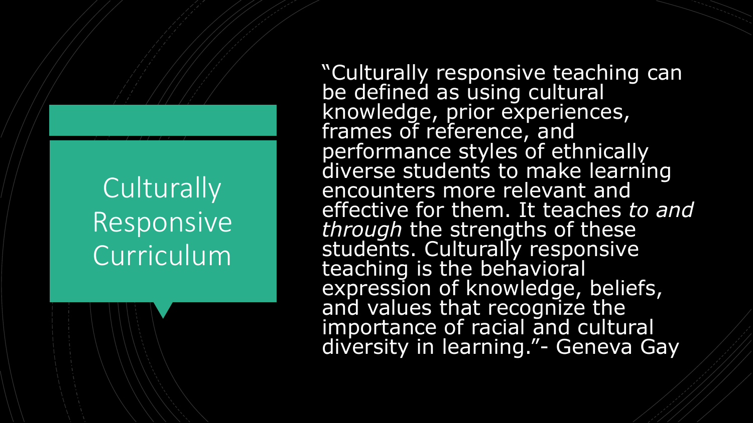# Culturally Responsive Curriculum

"Culturally responsive teaching can be defined as using cultural knowledge, prior experiences, frames of reference, and performance styles of ethnically diverse students to make learning encounters more relevant and effective for them. It teaches *to and through* the strengths of these students. Culturally responsive teaching is the behavioral expression of knowledge, beliefs, and values that recognize the importance of racial and cultural diversity in learning."- Geneva Gay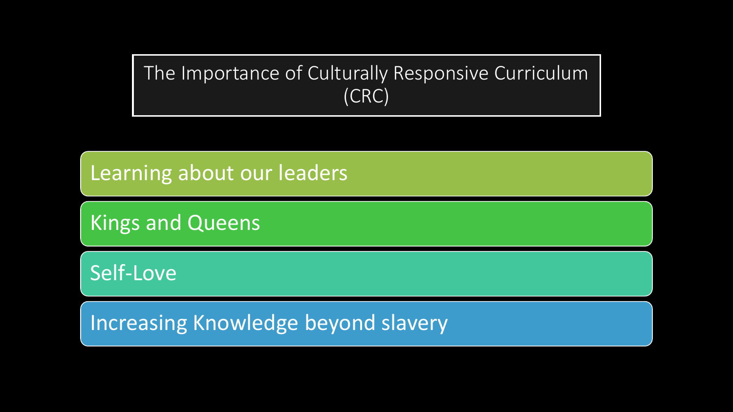# The Importance of Culturally Responsive Curriculum (CRC)

- Learning about our leaders
- Kings and Queens
- Self-Love
- Increasing Knowledge beyond slavery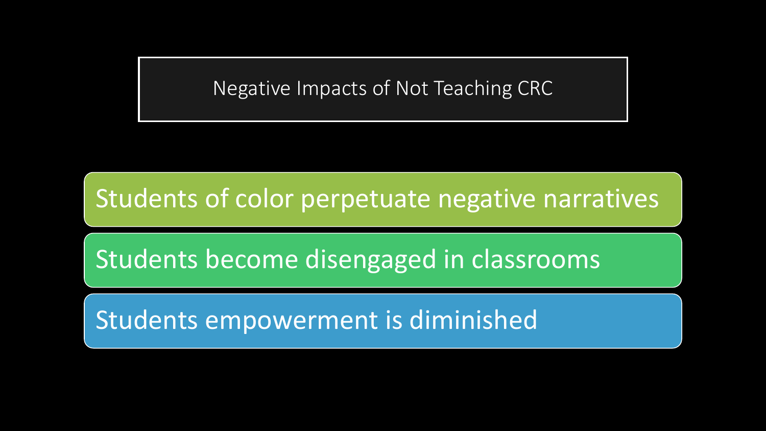## Negative Impacts of Not Teaching CRC

- Students of color perpetuate negative narratives
- Students become disengaged in classrooms
- Students empowerment is diminished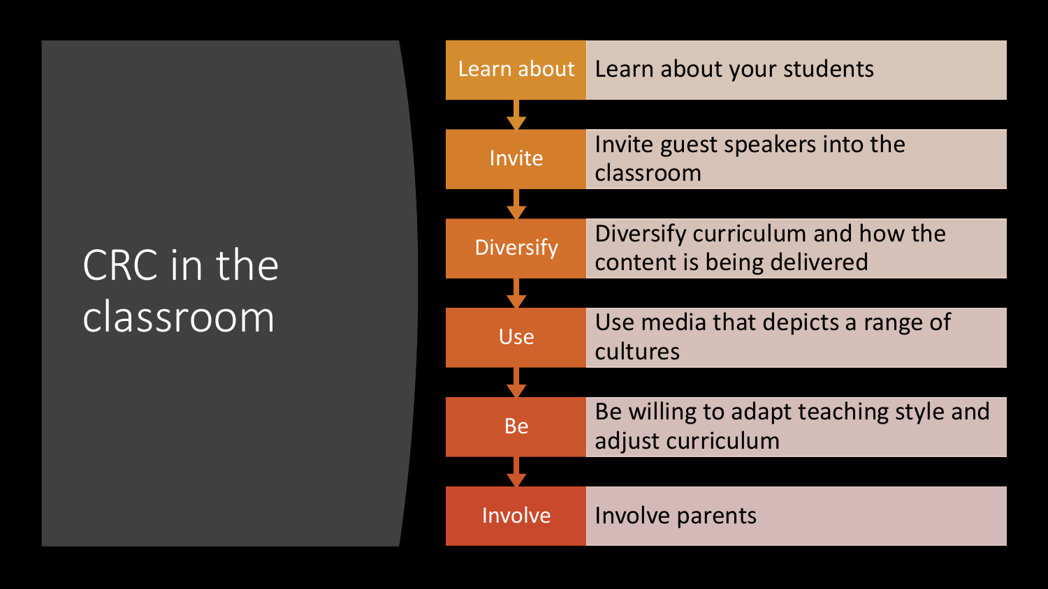# CRC in the classroom

- **Learn about** — Learn about your students
- **Invite** — Invite guest speakers into the classroom
- **Diversify** — Diversify curriculum and how the content is being delivered
- **Use** — Use media that depicts a range of cultures
- **Be** — Be willing to adapt teaching style and adjust curriculum
- **Involve** — Involve parents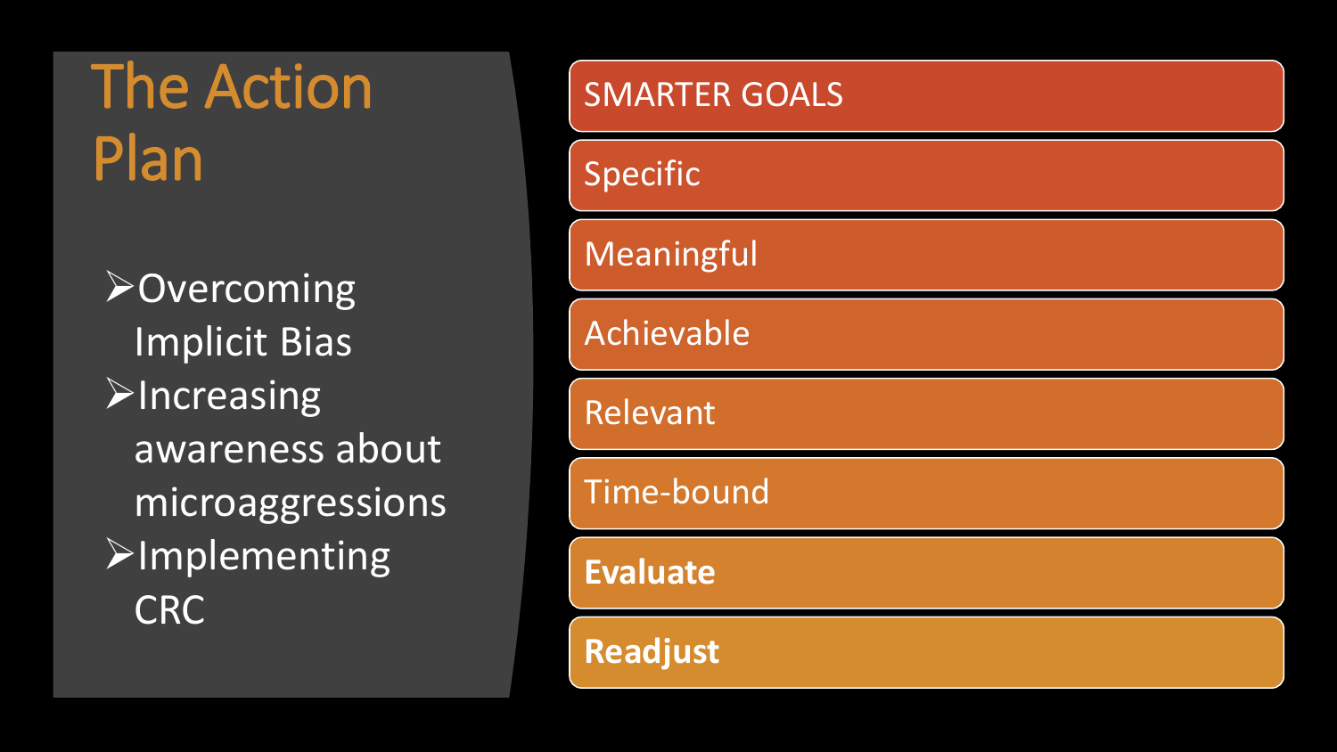# The Action Plan

- Overcoming Implicit Bias
- Increasing awareness about microaggressions
- Implementing CRC

SMARTER GOALS

- Specific
- Meaningful
- Achievable
- Relevant
- Time-bound
- **Evaluate**
- **Readjust**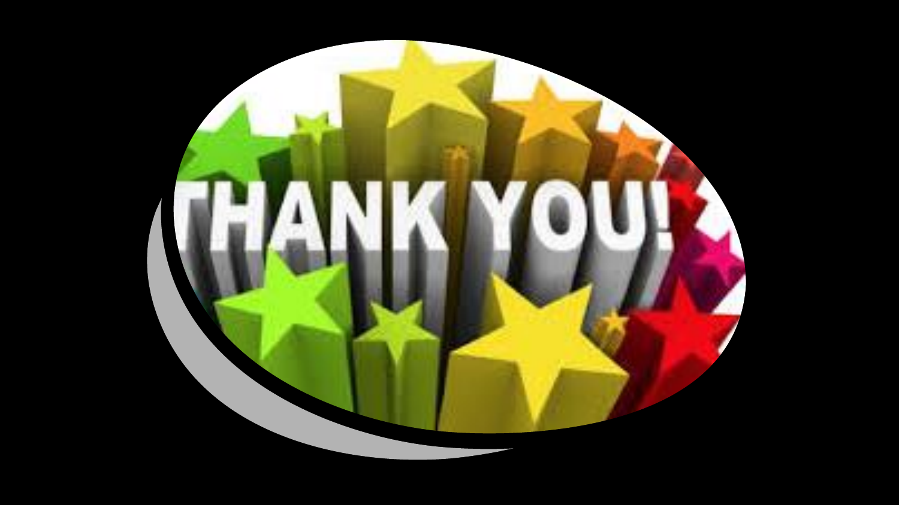THANK YOU!